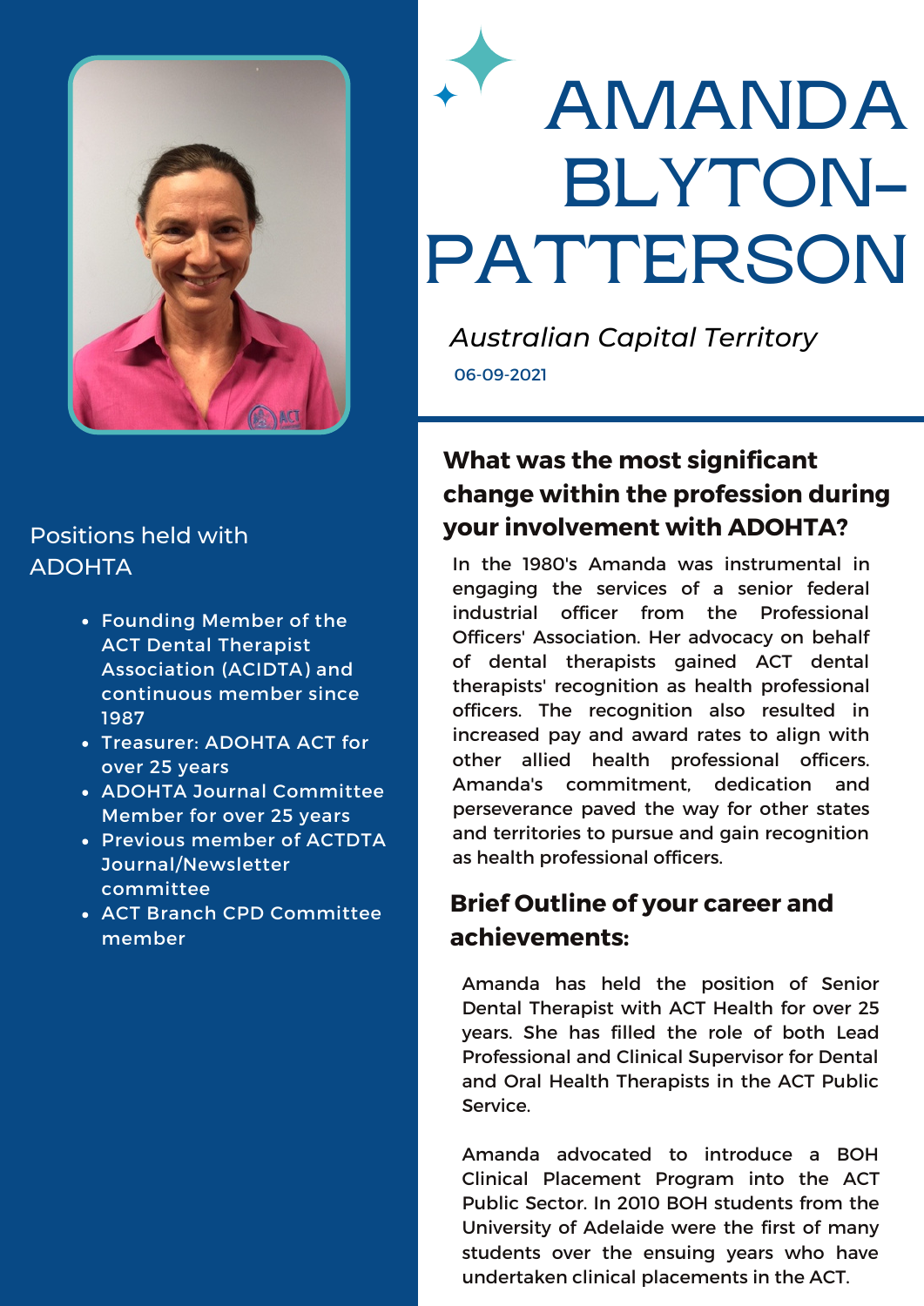# AMANDA BLYTON-PATTERSON

*Australian Capital Territory*

06-09-2021

## Positions held with ADOHTA

- Founding Member of the ACT Dental Therapist Association (ACIDTA) and continuous member since 1987
- Treasurer: ADOHTA ACT for over 25 years
- ADOHTA Journal Committee Member for over 25 years
- Previous member of ACTDTA Journal/Newsletter committee
- ACT Branch CPD Committee member

## What was the most significant change within the profession during your involvement with ADOHTA?

In the 1980's Amanda was instrumental in engaging the services of a senior federal industrial officer from the Professional Officers' Association. Her advocacy on behalf of dental therapists gained ACT dental therapists' recognition as health professional officers. The recognition also resulted in increased pay and award rates to align with other allied health professional officers. Amanda's commitment, dedication and perseverance paved the way for other states and territories to pursue and gain recognition as health professional officers.

## Brief Outline of your career and achievements:

Amanda has held the position of Senior Dental Therapist with ACT Health for over 25 years. She has filled the role of both Lead Professional and Clinical Supervisor for Dental and Oral Health Therapists in the ACT Public Service.

Amanda advocated to introduce a BOH Clinical Placement Program into the ACT Public Sector. In 2010 BOH students from the University of Adelaide were the first of many students over the ensuing years who have undertaken clinical placements in the ACT.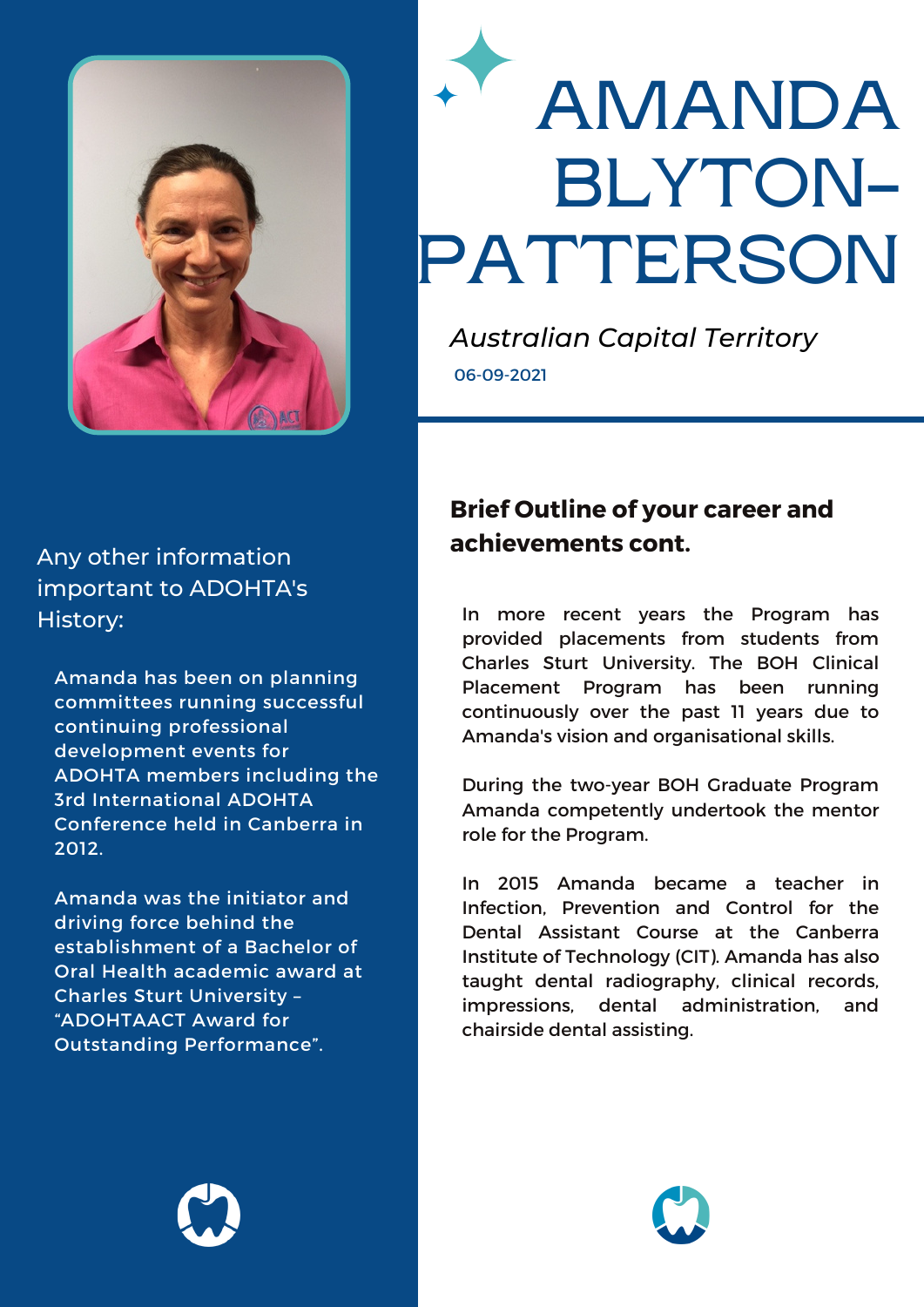# AMANDA BLYTON-PATTERSON

*Australian Capital Territory*

06-09-2021

## Brief Outline of your career and achievements cont.

In more recent years the Program has provided placements from students from Charles Sturt University. The BOH Clinical Placement Program has been running continuously over the past 11 years due to Amanda's vision and organisational skills.

During the two-year BOH Graduate Program Amanda competently undertook the mentor role for the Program.

In 2015 Amanda became a teacher in Infection, Prevention and Control for the Dental Assistant Course at the Canberra Institute of Technology (CIT). Amanda has also taught dental radiography, clinical records, impressions, dental administration, and chairside dental assisting.

## Any other information important to ADOHTA's History:

Amanda has been on planning committees running successful continuing professional development events for ADOHTA members including the 3rd International ADOHTA Conference held in Canberra in 2012.

Amanda was the initiator and driving force behind the establishment of a Bachelor of Oral Health academic award at Charles Sturt University – "ADOHTAACT Award for Outstanding Performance".